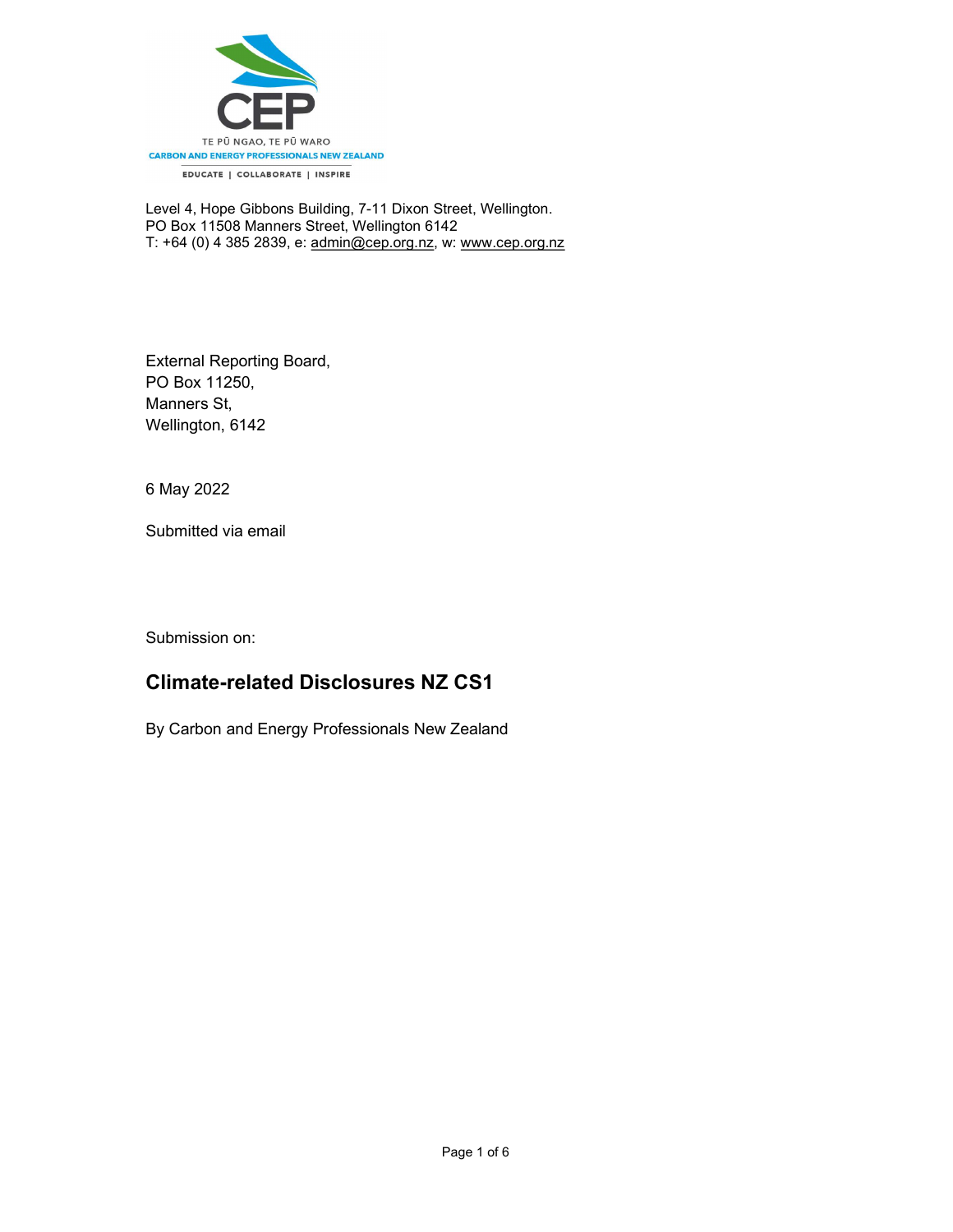CEP

TE PŪ NGAO, TE PŪ WARO

CARBON AND ENERGY PROFESSIONALS NEW ZEALAND

EDUCATE | COLLABORATE | INSPIRE

Level 4, Hope Gibbons Building, 7-11 Dixon Street, Wellington.
PO Box 11508 Manners Street, Wellington 6142
T: +64 (0) 4 385 2839, e: admin@cep.org.nz, w: www.cep.org.nz

External Reporting Board,
PO Box 11250,
Manners St,
Wellington, 6142

6 May 2022

Submitted via email

Submission on:

## Climate-related Disclosures NZ CS1

By Carbon and Energy Professionals New Zealand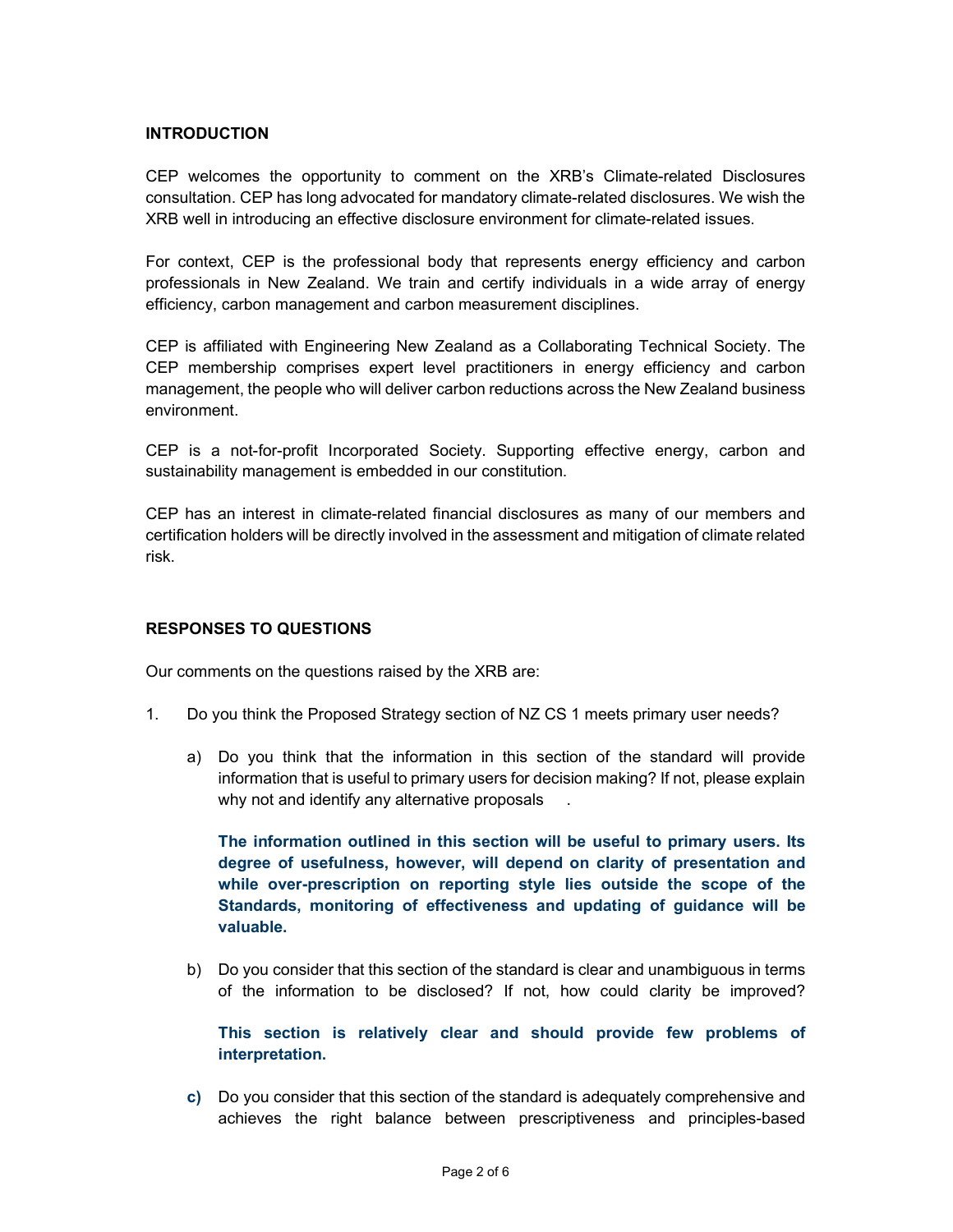## INTRODUCTION

CEP welcomes the opportunity to comment on the XRB's Climate-related Disclosures consultation. CEP has long advocated for mandatory climate-related disclosures. We wish the XRB well in introducing an effective disclosure environment for climate-related issues.

For context, CEP is the professional body that represents energy efficiency and carbon professionals in New Zealand. We train and certify individuals in a wide array of energy efficiency, carbon management and carbon measurement disciplines.

CEP is affiliated with Engineering New Zealand as a Collaborating Technical Society. The CEP membership comprises expert level practitioners in energy efficiency and carbon management, the people who will deliver carbon reductions across the New Zealand business environment.

CEP is a not-for-profit Incorporated Society. Supporting effective energy, carbon and sustainability management is embedded in our constitution.

CEP has an interest in climate-related financial disclosures as many of our members and certification holders will be directly involved in the assessment and mitigation of climate related risk.

## RESPONSES TO QUESTIONS

Our comments on the questions raised by the XRB are:

1. Do you think the Proposed Strategy section of NZ CS 1 meets primary user needs?

   a) Do you think that the information in this section of the standard will provide information that is useful to primary users for decision making? If not, please explain why not and identify any alternative proposals .

      **The information outlined in this section will be useful to primary users. Its degree of usefulness, however, will depend on clarity of presentation and while over-prescription on reporting style lies outside the scope of the Standards, monitoring of effectiveness and updating of guidance will be valuable.**

   b) Do you consider that this section of the standard is clear and unambiguous in terms of the information to be disclosed? If not, how could clarity be improved?

      **This section is relatively clear and should provide few problems of interpretation.**

   **c)** Do you consider that this section of the standard is adequately comprehensive and achieves the right balance between prescriptiveness and principles-based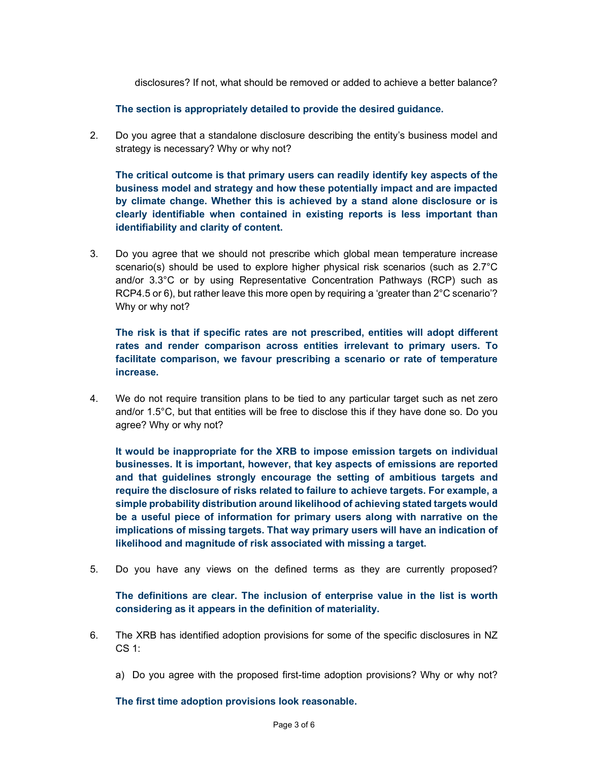disclosures? If not, what should be removed or added to achieve a better balance?

**The section is appropriately detailed to provide the desired guidance.**

2. Do you agree that a standalone disclosure describing the entity's business model and strategy is necessary? Why or why not?

   **The critical outcome is that primary users can readily identify key aspects of the business model and strategy and how these potentially impact and are impacted by climate change. Whether this is achieved by a stand alone disclosure or is clearly identifiable when contained in existing reports is less important than identifiability and clarity of content.**

3. Do you agree that we should not prescribe which global mean temperature increase scenario(s) should be used to explore higher physical risk scenarios (such as 2.7°C and/or 3.3°C or by using Representative Concentration Pathways (RCP) such as RCP4.5 or 6), but rather leave this more open by requiring a 'greater than 2°C scenario'? Why or why not?

   **The risk is that if specific rates are not prescribed, entities will adopt different rates and render comparison across entities irrelevant to primary users. To facilitate comparison, we favour prescribing a scenario or rate of temperature increase.**

4. We do not require transition plans to be tied to any particular target such as net zero and/or 1.5°C, but that entities will be free to disclose this if they have done so. Do you agree? Why or why not?

   **It would be inappropriate for the XRB to impose emission targets on individual businesses. It is important, however, that key aspects of emissions are reported and that guidelines strongly encourage the setting of ambitious targets and require the disclosure of risks related to failure to achieve targets. For example, a simple probability distribution around likelihood of achieving stated targets would be a useful piece of information for primary users along with narrative on the implications of missing targets. That way primary users will have an indication of likelihood and magnitude of risk associated with missing a target.**

5. Do you have any views on the defined terms as they are currently proposed?

   **The definitions are clear. The inclusion of enterprise value in the list is worth considering as it appears in the definition of materiality.**

6. The XRB has identified adoption provisions for some of the specific disclosures in NZ CS 1:

   a) Do you agree with the proposed first-time adoption provisions? Why or why not?

   **The first time adoption provisions look reasonable.**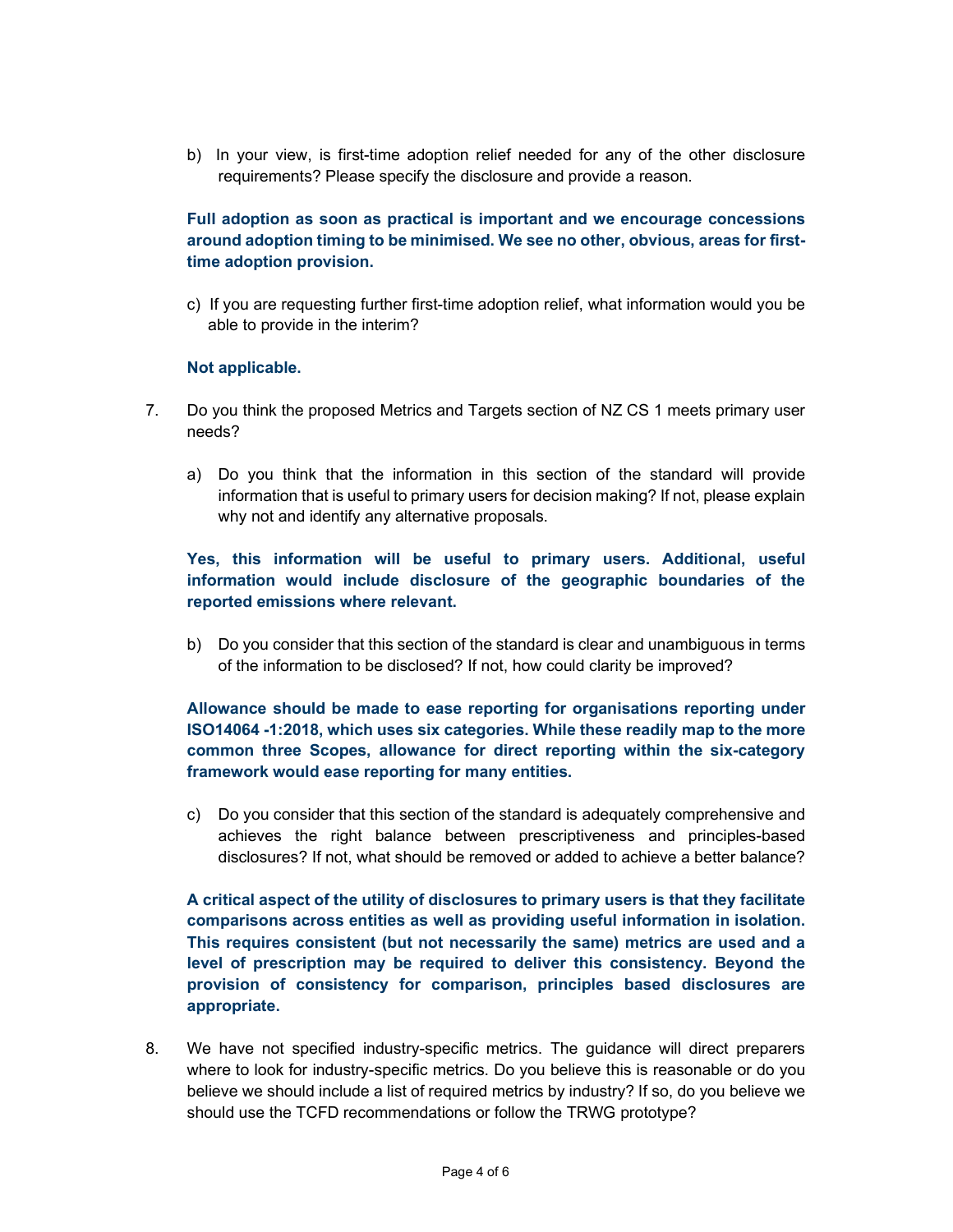b) In your view, is first-time adoption relief needed for any of the other disclosure requirements? Please specify the disclosure and provide a reason.

**Full adoption as soon as practical is important and we encourage concessions around adoption timing to be minimised. We see no other, obvious, areas for first-time adoption provision.**

c) If you are requesting further first-time adoption relief, what information would you be able to provide in the interim?

**Not applicable.**

7. Do you think the proposed Metrics and Targets section of NZ CS 1 meets primary user needs?

   a) Do you think that the information in this section of the standard will provide information that is useful to primary users for decision making? If not, please explain why not and identify any alternative proposals.

   **Yes, this information will be useful to primary users. Additional, useful information would include disclosure of the geographic boundaries of the reported emissions where relevant.**

   b) Do you consider that this section of the standard is clear and unambiguous in terms of the information to be disclosed? If not, how could clarity be improved?

   **Allowance should be made to ease reporting for organisations reporting under ISO14064 -1:2018, which uses six categories. While these readily map to the more common three Scopes, allowance for direct reporting within the six-category framework would ease reporting for many entities.**

   c) Do you consider that this section of the standard is adequately comprehensive and achieves the right balance between prescriptiveness and principles-based disclosures? If not, what should be removed or added to achieve a better balance?

   **A critical aspect of the utility of disclosures to primary users is that they facilitate comparisons across entities as well as providing useful information in isolation. This requires consistent (but not necessarily the same) metrics are used and a level of prescription may be required to deliver this consistency. Beyond the provision of consistency for comparison, principles based disclosures are appropriate.**

8. We have not specified industry-specific metrics. The guidance will direct preparers where to look for industry-specific metrics. Do you believe this is reasonable or do you believe we should include a list of required metrics by industry? If so, do you believe we should use the TCFD recommendations or follow the TRWG prototype?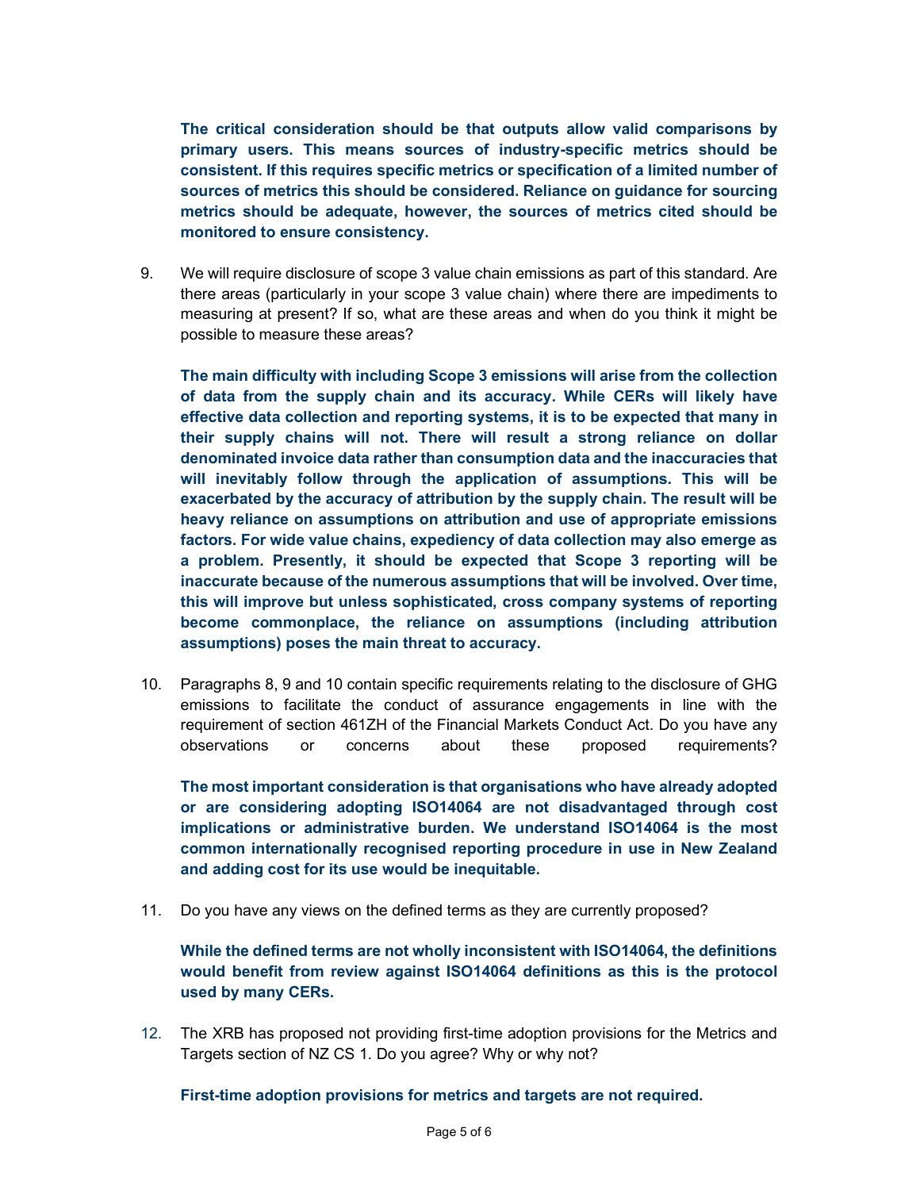**The critical consideration should be that outputs allow valid comparisons by primary users. This means sources of industry-specific metrics should be consistent. If this requires specific metrics or specification of a limited number of sources of metrics this should be considered. Reliance on guidance for sourcing metrics should be adequate, however, the sources of metrics cited should be monitored to ensure consistency.**

9. We will require disclosure of scope 3 value chain emissions as part of this standard. Are there areas (particularly in your scope 3 value chain) where there are impediments to measuring at present? If so, what are these areas and when do you think it might be possible to measure these areas?

   **The main difficulty with including Scope 3 emissions will arise from the collection of data from the supply chain and its accuracy. While CERs will likely have effective data collection and reporting systems, it is to be expected that many in their supply chains will not. There will result a strong reliance on dollar denominated invoice data rather than consumption data and the inaccuracies that will inevitably follow through the application of assumptions. This will be exacerbated by the accuracy of attribution by the supply chain. The result will be heavy reliance on assumptions on attribution and use of appropriate emissions factors. For wide value chains, expediency of data collection may also emerge as a problem. Presently, it should be expected that Scope 3 reporting will be inaccurate because of the numerous assumptions that will be involved. Over time, this will improve but unless sophisticated, cross company systems of reporting become commonplace, the reliance on assumptions (including attribution assumptions) poses the main threat to accuracy.**

10. Paragraphs 8, 9 and 10 contain specific requirements relating to the disclosure of GHG emissions to facilitate the conduct of assurance engagements in line with the requirement of section 461ZH of the Financial Markets Conduct Act. Do you have any observations or concerns about these proposed requirements?

    **The most important consideration is that organisations who have already adopted or are considering adopting ISO14064 are not disadvantaged through cost implications or administrative burden. We understand ISO14064 is the most common internationally recognised reporting procedure in use in New Zealand and adding cost for its use would be inequitable.**

11. Do you have any views on the defined terms as they are currently proposed?

    **While the defined terms are not wholly inconsistent with ISO14064, the definitions would benefit from review against ISO14064 definitions as this is the protocol used by many CERs.**

12. The XRB has proposed not providing first-time adoption provisions for the Metrics and Targets section of NZ CS 1. Do you agree? Why or why not?

    **First-time adoption provisions for metrics and targets are not required.**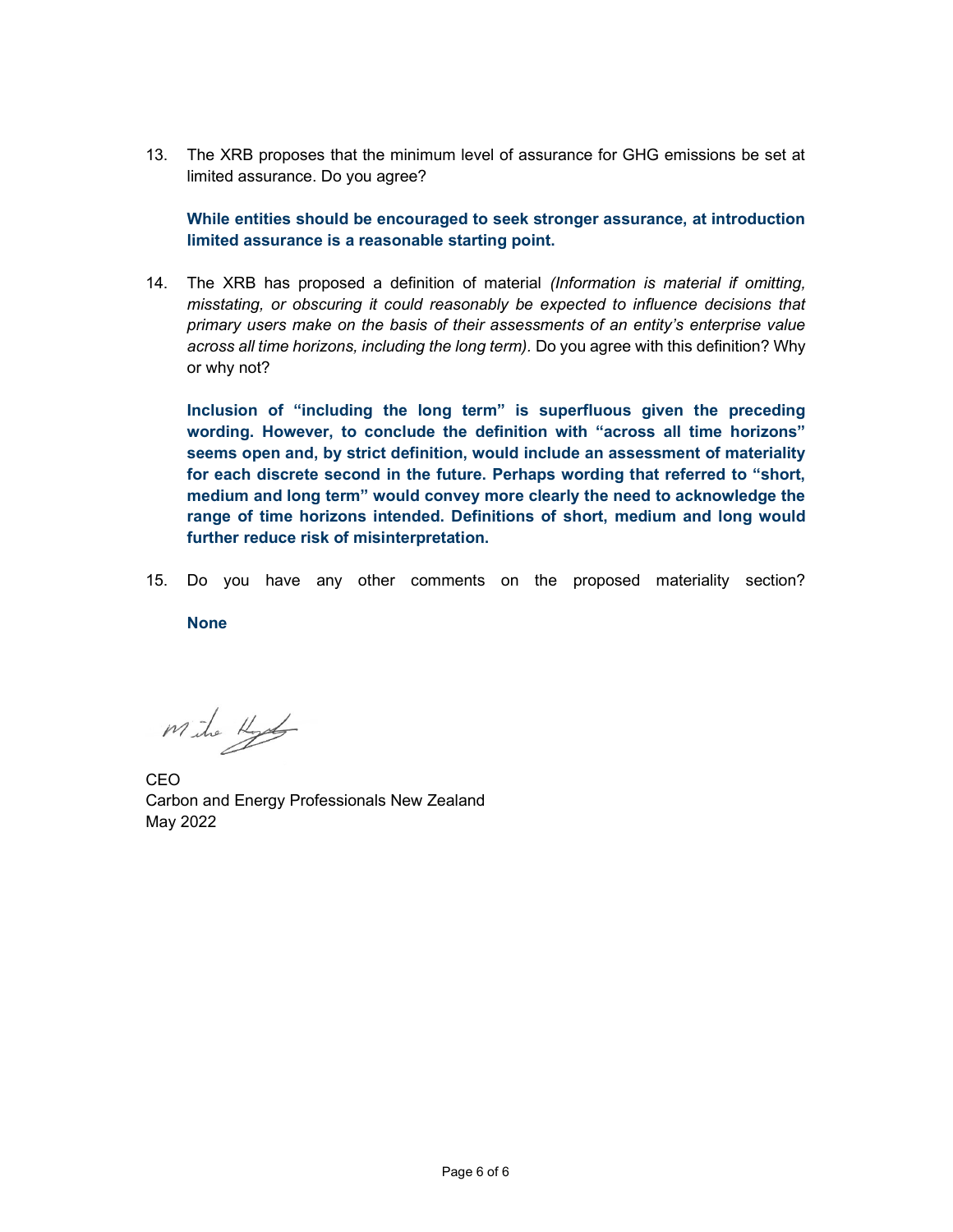13. The XRB proposes that the minimum level of assurance for GHG emissions be set at limited assurance. Do you agree?

    **While entities should be encouraged to seek stronger assurance, at introduction limited assurance is a reasonable starting point.**

14. The XRB has proposed a definition of material *(Information is material if omitting, misstating, or obscuring it could reasonably be expected to influence decisions that primary users make on the basis of their assessments of an entity's enterprise value across all time horizons, including the long term).* Do you agree with this definition? Why or why not?

    **Inclusion of "including the long term" is superfluous given the preceding wording. However, to conclude the definition with "across all time horizons" seems open and, by strict definition, would include an assessment of materiality for each discrete second in the future. Perhaps wording that referred to "short, medium and long term" would convey more clearly the need to acknowledge the range of time horizons intended. Definitions of short, medium and long would further reduce risk of misinterpretation.**

15. Do you have any other comments on the proposed materiality section?

    **None**

Mike Hyde

CEO
Carbon and Energy Professionals New Zealand
May 2022